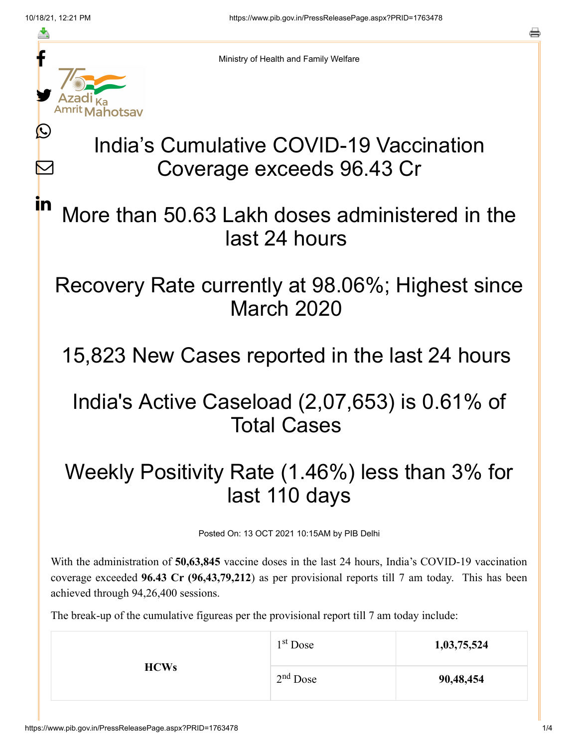Ministry of Health and Family Welfare

# India's Cumulative COVID-19 Vaccination Coverage exceeds 96.43 Cr

## More than 50.63 Lakh doses administered in the last 24 hours

## Recovery Rate currently at 98.06%; Highest since March 2020

## 15,823 New Cases reported in the last 24 hours

## India's Active Caseload (2,07,653) is 0.61% of Total Cases

## Weekly Positivity Rate (1.46%) less than 3% for last 110 days

Posted On: 13 OCT 2021 10:15AM by PIB Delhi

With the administration of **50,63,845** vaccine doses in the last 24 hours, India's COVID-19 vaccination coverage exceeded **96.43 Cr (96,43,79,212**) as per provisional reports till 7 am today. This has been achieved through 94,26,400 sessions.

The break-up of the cumulative figureas per the provisional report till 7 am today include:

| | | |
|---|---|---|
| **HCWs** | 1st Dose | **1,03,75,524** |
| | 2nd Dose | **90,48,454** |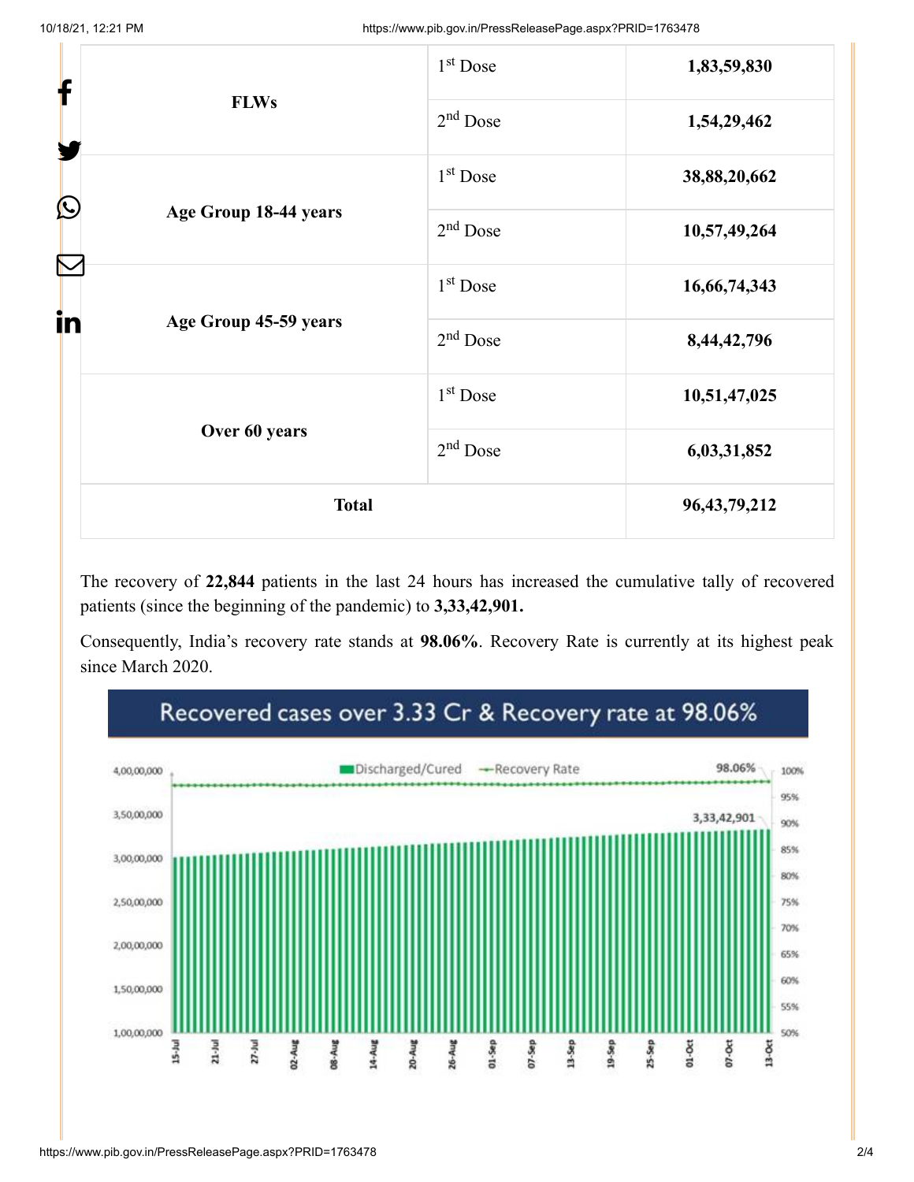| | | |
|---|---|---|
| FLWs | 1st Dose | **1,83,59,830** |
| | 2nd Dose | **1,54,29,462** |
| Age Group 18-44 years | 1st Dose | **38,88,20,662** |
| | 2nd Dose | **10,57,49,264** |
| Age Group 45-59 years | 1st Dose | **16,66,74,343** |
| | 2nd Dose | **8,44,42,796** |
| Over 60 years | 1st Dose | **10,51,47,025** |
| | 2nd Dose | **6,03,31,852** |
| **Total** | | **96,43,79,212** |

The recovery of **22,844** patients in the last 24 hours has increased the cumulative tally of recovered patients (since the beginning of the pandemic) to **3,33,42,901.**

Consequently, India's recovery rate stands at **98.06%**. Recovery Rate is currently at its highest peak since March 2020.

Recovered cases over 3.33 Cr & Recovery rate at 98.06%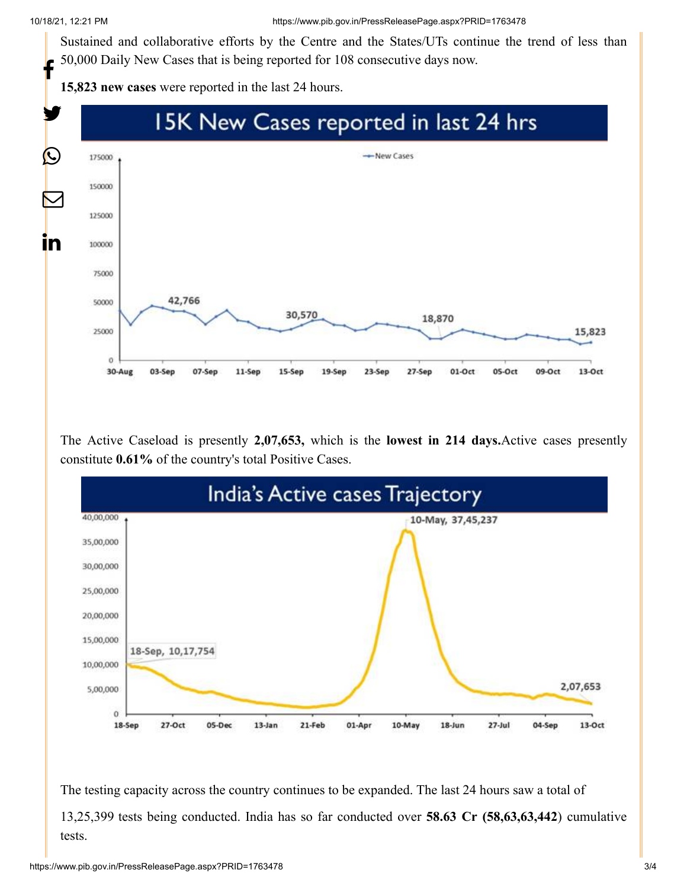Sustained and collaborative efforts by the Centre and the States/UTs continue the trend of less than 50,000 Daily New Cases that is being reported for 108 consecutive days now.

**15,823 new cases** were reported in the last 24 hours.

The Active Caseload is presently **2,07,653,** which is the **lowest in 214 days.**Active cases presently constitute **0.61%** of the country's total Positive Cases.

The testing capacity across the country continues to be expanded. The last 24 hours saw a total of 13,25,399 tests being conducted. India has so far conducted over **58.63 Cr (58,63,63,442**) cumulative tests.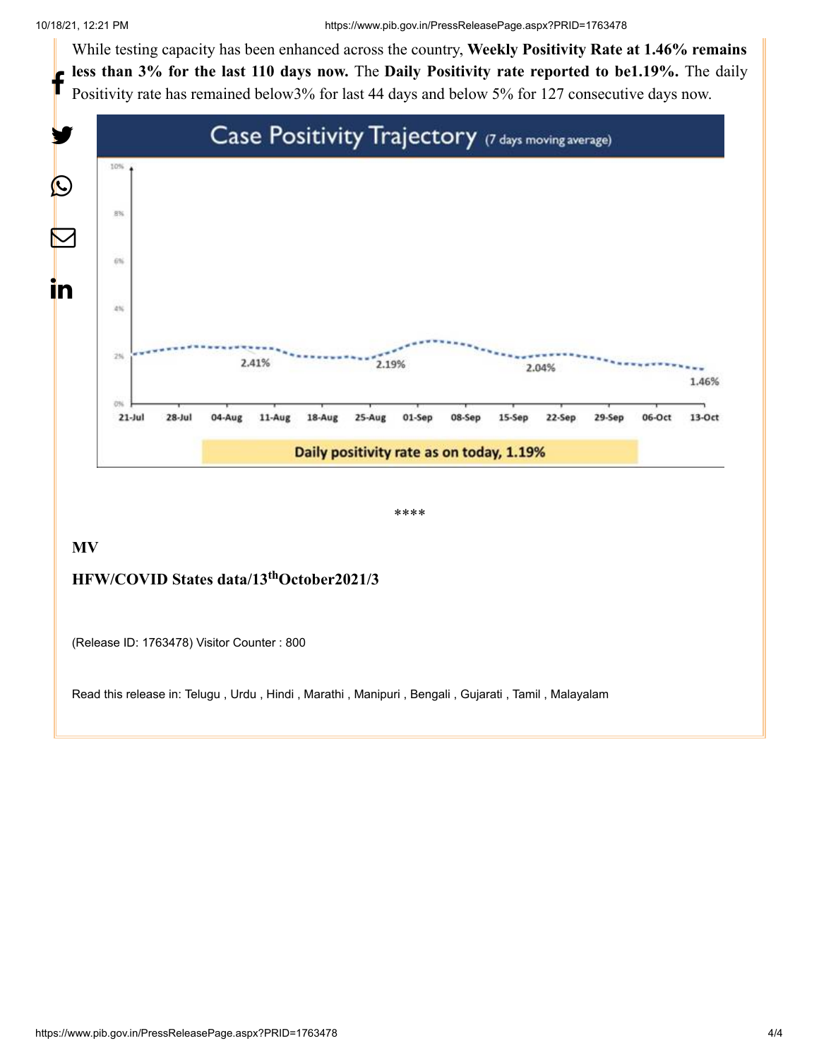While testing capacity has been enhanced across the country, **Weekly Positivity Rate at 1.46% remains less than 3% for the last 110 days now.** The **Daily Positivity rate reported to be1.19%.** The daily Positivity rate has remained below3% for last 44 days and below 5% for 127 consecutive days now.

Case Positivity Trajectory (7 days moving average)

10%
8%
6%
4%
2%
0%

2.41%
2.19%
2.04%
1.46%

21-Jul 28-Jul 04-Aug 11-Aug 18-Aug 25-Aug 01-Sep 08-Sep 15-Sep 22-Sep 29-Sep 06-Oct 13-Oct

Daily positivity rate as on today, 1.19%

****

**MV**

**HFW/COVID States data/13th October2021/3**

(Release ID: 1763478) Visitor Counter : 800

Read this release in: Telugu , Urdu , Hindi , Marathi , Manipuri , Bengali , Gujarati , Tamil , Malayalam